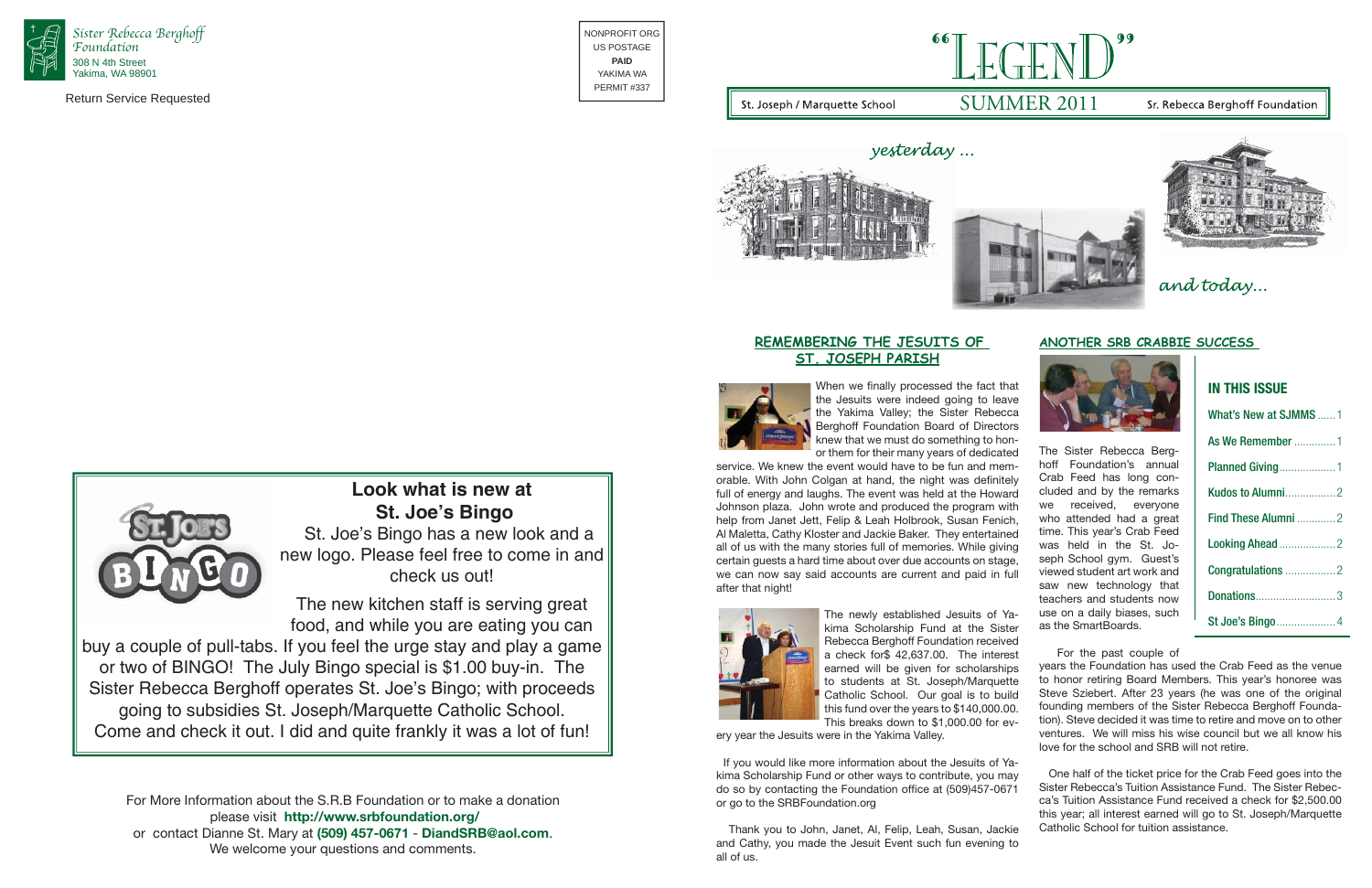Sister Rebecca Berghoff Foundation
308 N 4th Street
Yakima, WA 98901

Return Service Requested

NONPROFIT ORG
US POSTAGE
**PAID**
YAKIMA WA
PERMIT #337

# "LEGEND"

St. Joseph / Marquette School — SUMMER 2011 — Sr. Rebecca Berghoff Foundation

*yesterday ...*

*and today...*

## Look what is new at St. Joe's Bingo

St. Joe's Bingo has a new look and a new logo. Please feel free to come in and check us out!

The new kitchen staff is serving great food, and while you are eating you can buy a couple of pull-tabs. If you feel the urge stay and play a game or two of BINGO! The July Bingo special is $1.00 buy-in. The Sister Rebecca Berghoff operates St. Joe's Bingo; with proceeds going to subsidies St. Joseph/Marquette Catholic School. Come and check it out. I did and quite frankly it was a lot of fun!

For More Information about the S.R.B Foundation or to make a donation please visit **http://www.srbfoundation.org/** or contact Dianne St. Mary at **(509) 457-0671** - **DiandSRB@aol.com**. We welcome your questions and comments.

## REMEMBERING THE JESUITS OF ST. JOSEPH PARISH

When we finally processed the fact that the Jesuits were indeed going to leave the Yakima Valley; the Sister Rebecca Berghoff Foundation Board of Directors knew that we must do something to honor them for their many years of dedicated service. We knew the event would have to be fun and memorable. With John Colgan at hand, the night was definitely full of energy and laughs. The event was held at the Howard Johnson plaza. John wrote and produced the program with help from Janet Jett, Felip & Leah Holbrook, Susan Fenich, Al Maletta, Cathy Kloster and Jackie Baker. They entertained all of us with the many stories full of memories. While giving certain guests a hard time about over due accounts on stage, we can now say said accounts are current and paid in full after that night!

The newly established Jesuits of Yakima Scholarship Fund at the Sister Rebecca Berghoff Foundation received a check for$ 42,637.00. The interest earned will be given for scholarships to students at St. Joseph/Marquette Catholic School. Our goal is to build this fund over the years to $140,000.00. This breaks down to $1,000.00 for every year the Jesuits were in the Yakima Valley.

If you would like more information about the Jesuits of Yakima Scholarship Fund or other ways to contribute, you may do so by contacting the Foundation office at (509)457-0671 or go to the SRBFoundation.org

Thank you to John, Janet, Al, Felip, Leah, Susan, Jackie and Cathy, you made the Jesuit Event such fun evening to all of us.

## ANOTHER SRB CRABBIE SUCCESS

The Sister Rebecca Berghoff Foundation's annual Crab Feed has long concluded and by the remarks we received, everyone who attended had a great time. This year's Crab Feed was held in the St. Joseph School gym. Guest's viewed student art work and saw new technology that teachers and students now use on a daily biases, such as the SmartBoards.

For the past couple of years the Foundation has used the Crab Feed as the venue to honor retiring Board Members. This year's honoree was Steve Sziebert. After 23 years (he was one of the original founding members of the Sister Rebecca Berghoff Foundation). Steve decided it was time to retire and move on to other ventures. We will miss his wise council but we all know his love for the school and SRB will not retire.

One half of the ticket price for the Crab Feed goes into the Sister Rebecca's Tuition Assistance Fund. The Sister Rebecca's Tuition Assistance Fund received a check for $2,500.00 this year; all interest earned will go to St. Joseph/Marquette Catholic School for tuition assistance.

### IN THIS ISSUE

| | |
|---|---|
| What's New at SJMMS | 1 |
| As We Remember | 1 |
| Planned Giving | 1 |
| Kudos to Alumni | 2 |
| Find These Alumni | 2 |
| Looking Ahead | 2 |
| Congratulations | 2 |
| Donations | 3 |
| St Joe's Bingo | 4 |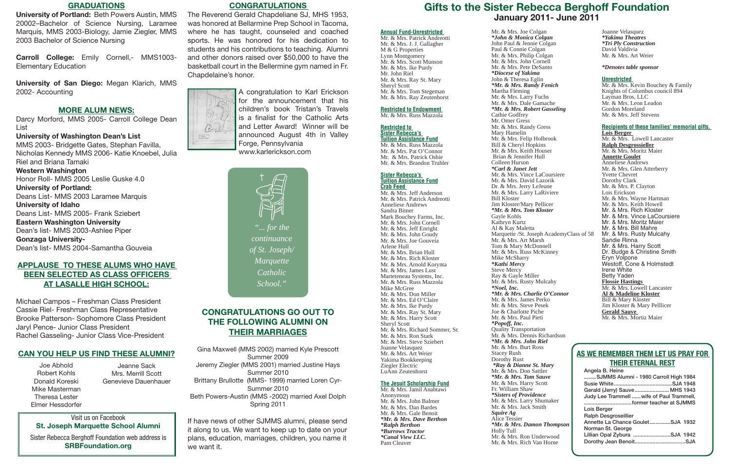## GRADUATIONS

**University of Portland:** Beth Powers Austin, MMS 20002–Bachelor of Science Nursing, Laramee Marquis, MMS 2003-Biology, Jamie Ziegler, MMS 2003 Bachelor of Science Nursing

**Carroll College:** Emily Cornell,- MMS1003-Elementary Education

**University of San Diego:** Megan Klarich, MMS 2002- Accounting

## MORE ALUM NEWS:

Darcy Morford, MMS 2005- Carroll College Dean List

**University of Washington Dean's List**
MMS 2003- Bridgette Gates, Stephan Favilla, Nicholas Kennedy MMS 2006- Katie Knoebel, Julia Riel and Briana Tamaki

**Western Washington**
Honor Roll- MMS 2005 Leslie Guske 4.0

**University of Portland:**
Deans List- MMS 2003 Laramee Marquis

**University of Idaho**
Deans List- MMS 2005- Frank Sziebert

**Eastern Washington University**
Dean's list- MMS 2003-Ashlee Piper

**Gonzaga University-**
Dean's list- MMS 2004-Samantha Gouveia

## APPLAUSE TO THESE ALUMS WHO HAVE BEEN SELECTED AS CLASS OFFICERS AT LASALLE HIGH SCHOOL:

Michael Campos – Freshman Class President
Cassie Riel- Freshman Class Representative
Brooke Patterson- Sophomore Class President
Jaryl Pence- Junior Class President
Rachel Gasseling- Junior Class Vice-President

## CAN YOU HELP US FIND THESE ALUMNI?

Joe Abhold
Robert Kohls
Donald Koreski
Mike Masterman
Theresa Lester
Elmer Hessdorfer
Jeanne Sack
Mrs. Merrill Scott
Genevieve Dauenhauer

Visit us on Facebook
**St. Joseph Marquette School Alumni**

Sister Rebecca Berghoff Foundation web address is
**SRBFoundation.org**

## CONGRATULATIONS

The Reverend Gerald Chapdeliane SJ, MHS 1953, was honored at Bellarmine Prep School in Tacoma, where he has taught, counseled and coached sports. He was honored for his dedication to students and his contributions to teaching. Alumni and other donors raised over $50,000 to have the basketball court in the Bellermine gym named in Fr. Chapdelaine's honor.

A congratulation to Karl Erickson for the announcement that his children's book Tristan's Travels is a finalist for the Catholic Arts and Letter Award! Winner will be announced August 4th in Valley Forge, Pennsylvania www.karlerickson.com

*"... for the continuance of St. Joseph/ Marquette Catholic School."*

## CONGRATULATIONS GO OUT TO THE FOLLOWING ALUMNI ON THEIR MARRIAGES

Gina Maxwell (MMS 2002) married Kyle Prescott Summer 2009
Jeremy Ziegler (MMS 2001) married Justine Hays Summer 2010
Brittany Brullotte (MMS- 1999) married Loren Cyr- Summer 2010
Beth Powers-Austin (MMS -2002) married Axel Dolph Spring 2011

If have news of other SJMMS alumni, please send it along to us. We want to keep up to date on your plans, education, marriages, children, you name it we want it.

# Gifts to the Sister Rebecca Berghoff Foundation
## January 2011- June 2011

**Annual Fund-Unrestricted**
Mr. & Mrs. Patrick Andreotti
Mr. & Mrs. J. J. Gallagher
M & G Properties
Lynn Montgomery
Mr. & Mrs. Scott Munson
Mr. & Mrs. Ike Purdy
Mr. John Riel
Mr. & Mrs. Ray St. Mary
Sheryl Scott
Mr. & Mrs. Tom Stegeman
Mr. & Mrs. Ray Zeutenhorst

**Restricted to Endowment**
Mr. & Mrs. Russ Mazzola

**Restricted to Sister Rebecca's Tuition Assistance Fund**
Mr. & Mrs. Russ Mazzola
Mr. & Mrs. Pat O'Connor
Mr. & Mrs. Patrick Oshie
Mr. & Mrs. Brandon Truhler

**Sister Rebecca's Tuition Assistance Fund Crab Feed**
Mr. & Mrs. Jeff Anderson
Mr. & Mrs. Patrick Andreotti
Anneliese Andrews
Sandra Bitner
Mark Bouchey Farms, Inc.
Mr. & Mrs. John Cornell
Mr. & Mrs. Jeff Enright
Mr. & Mrs. John Goudy
Mr. & Mrs. Joe Gouveia
Arlene Hull
Mr. & Mrs. Brian Hull
Mr. & Mrs. Rich Kloster
Mr. & Mrs. Arnold Korynta
Mr. & Mrs. James Lust
Marteteneau Systems, Inc.
Mr. & Mrs. Russ Mazzola
Mike McGree
Mr. & Mrs. Don Miller
Mr. & Mrs. Ed O'Claire
Mr. & Mrs. Ike Purdy
Mr. & Mrs. Ray St. Mary
Mr. & Mrs. Harry Scott
Sheryl Scott
Mr. & Mrs. Richard Sommer, Sr.
Mr. & Mrs. Ron Stark
Mr. & Mrs. Steve Sziebert
Joanne Velasquez
Mr. & Mrs. Art Weier
Yakima Bookkeeping
Ziegler Electric
LuAnn Zeutenhorst

**The Jesuit Scholarship Fund**
Mr. & Mrs. Jamil Anabtawi
Anonymous
Mr. & Mrs. John Balmer
Mr. & Mrs. Dan Bardes
Mr. & Mrs. Gale Benoit
*\*Mr. & Mrs. Dave Berthon*
*\*Ralph Berthon*
*\*Burrows Tractor*
*\*Canal View LLC.*
Pam Cleaver
Mr. & Mrs. Joe Colgan
*\*John & Monica Colgan*
John Paul & Jennie Colgan
Paul & Connie Colgan
Mr. & Mrs. Philip Colgan
Mr. & Mrs. John Cornell
Mr. & Mrs. Pete DeSanto
*\*Diocese of Yakima*
John & Theresa Eglin
*\*Mr. & Mrs. Randy Fenich*
Martha Fleming
Mr. & Mrs. Larry Fuchs
Mr. & Mrs. Dale Gamache
*\*Mr. & Mrs. Robert Gasseling*
Cathie Godfrey
Mr. Omer Gress
Mr. & Mrs. Randy Gress
Mary Hamelin
Mr. & Mrs. Felip Holbrook
Bill & Cheryl Hopkins
Mr. & Mrs. Keith Houser
Brian & Jennifer Hull
Colleen Hurson
*\*Carl & Janet Jett*
Mr. & Mrs. Vince LaCoursiere
Mr. & Mrs. David Lazorik
Dr. & Mrs. Jerry LeJeune
Mr. & Mrs. Larry LaRiviere
Bill Kloster
Jim Kloster/Mary Pellicer
*\*Mr. & Mrs. Tom Kloster*
Gayle Kohls
Kathryn Kurtz
Al & Kay Maletta
Marquette /St. Joseph AcademyClass of 58
Mr. & Mrs. Art Marsh
Tom & Mary McDonnell
Mr. & Mrs. Russ McKinney
Mike McSharry
*\*Kathi Mercy*
Steve Mercy
Ray & Gayle Miller
Mr. & Mrs. Rusty Mulcahy
*\*Noel, Inc.*
*\*Mr. & Mrs. Charlie O'Connor*
Mr. & Mrs. James Perko
Mr. & Mrs. Steve Pesek
Joe & Charlotte Piche
Mr. & Mrs. Paul Pieti
*\*Popoff, Inc.*
Quality Transportation
Mr. & Mrs. Dennis Richardson
*\*Mr. & Mrs. John Riel*
Mr. & Mrs. Burt Ross
Stacey Rush
Dorothy Rust
*\*Ray & Dianne St. Mary*
Mr. & Mrs. Don Sattler
*\*Mr. & Mrs. Tom Sauve*
Mr. & Mrs. Harry Scott
Fr. William Shaw
*\*Sisters of Providence*
Mr. & Mrs. Larry Shumaker
Mr. & Mrs. Jack Smith
*Squire Ag*
Alice Tessier
*\*Mr. & Mrs. Damon Thompson*
Holly Tull
Mr. & Mrs. Ron Underwood
Mr. & Mrs. Rich Van Horne
Joanne Velasquez
*\*Yakima Theatres*
*\*Tri Ply Construction*
David Valdivia
Mr. & Mrs. Art Weier

*\*Denotes table sponsor*

**Unrestricted**
Mr. & Mrs. Kevin Bouchey & Family
Knights of Columbus council 894
Layman Bros, LLC
Mr. & Mrs. Leon Leadon
Gordon Moreland
Mr. & Mrs. Jeff Stevens

**Recipients of these families' memorial gifts.**

**Lois Berger**
Mr. & Mrs. Lowell Lancaster

**Ralph Desgrossieller**
Mr. & Mrs. Moritz Maier

**Annette Goulet**
Anneliese Andrews
Mr. & Mrs. Glen Atterberry
Yvette Chevret
Dorothy Clark
Mr. & Mrs. P. Clayton
Lois Erickson
Mr. & Mrs. Wayne Hartman
Mr. & Mrs. Keith Howell
Mr. & Mrs. Rich Kloster
Mr. & Mrs. Vince LaCoursiere
Mr. & Mrs. Moritz Maier
Mr. & Mrs. Bill Mahre
Mr. & Mrs. Rusty Mulcahy
Sandie Rinna
Mr. & Mrs. Harry Scott
Dr. Budge & Christine Smith
Eryn Volpone
Westoff, Cone & Holmstedt
Irene White
Betty Yaden

**Flossie Hastings**
Mr. & Mrs. Lowell Lancaster

**Al & Madeline Kloster**
Bill & Mary Kloster
Jim Kloster & Mary Pelllicer

**Gerald Sauve**
Mr. & Mrs. Mortiz Maier

## AS WE REMEMBER THEM LET US PRAY FOR THEIR ETERNAL REST

Angela B. Heine
........SJMMS Alumni - 1980 Carroll High 1984
Susie White.......................................SJA 1948
Gerald (Jerry) Sauve....................... MHS 1943
Judy Lee Trammell ......wife of Paul Trammell,
...............................former teacher at SJMMS
Lois Berger
Ralph Desgroseillier
Annette La Chance Goulet..............SJA 1932
Norman St. George
Lillian Opal Zybura .........................SJA 1942
Dorothy Jean Benoit.................................SJA